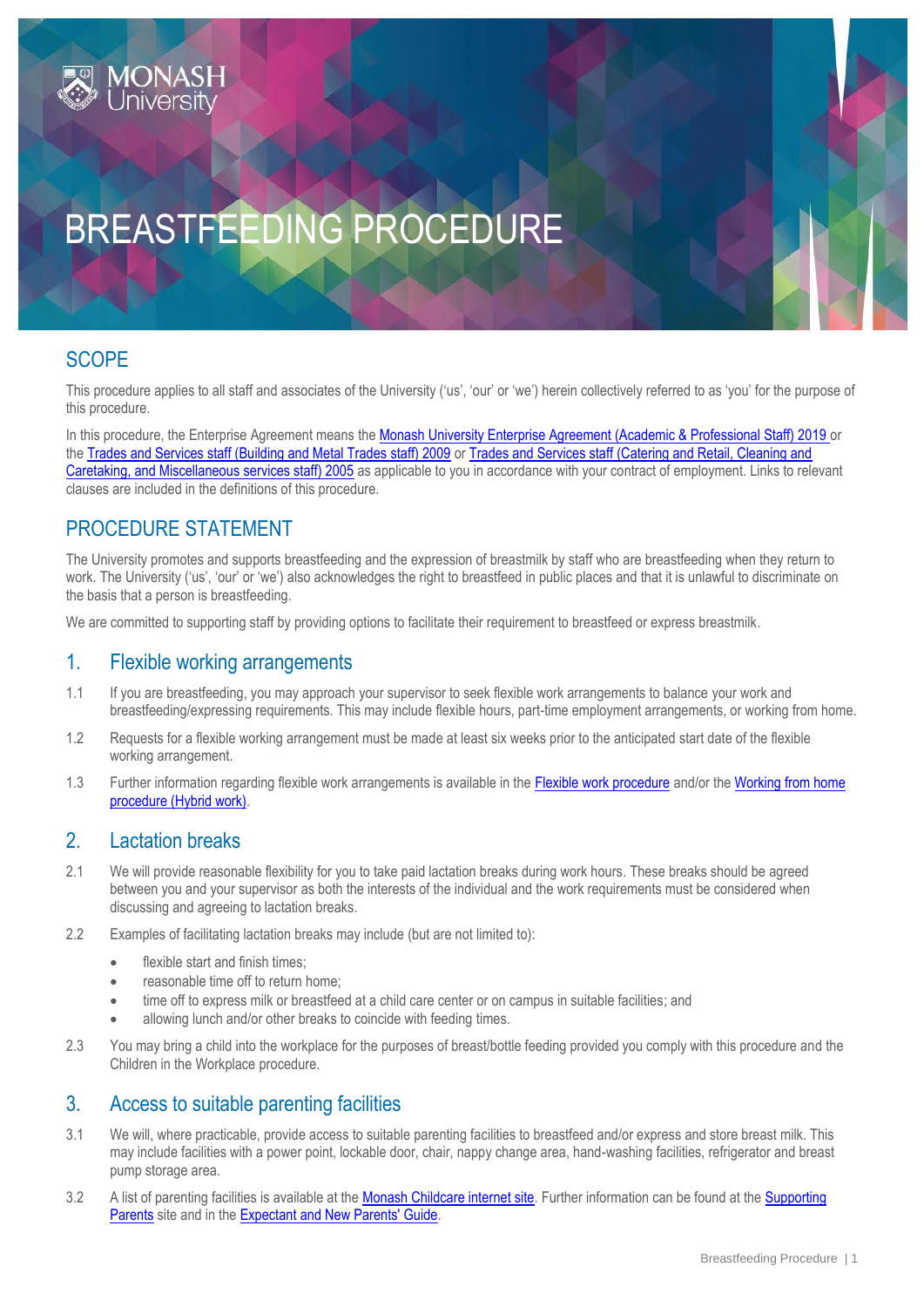# BREASTFEEDING PROCEDURE

## SCOPE

This procedure applies to all staff and associates of the University ('us', 'our' or 'we') herein collectively referred to as 'you' for the purpose of this procedure.

In this procedure, the Enterprise Agreement means the Monash University Enterprise Agreement (Academic & Professional Staff) 2019 or the Trades and Services staff (Building and Metal Trades staff) 2009 or Trades and Services staff (Catering and Retail, Cleaning and Caretaking, and Miscellaneous services staff) 2005 as applicable to you in accordance with your contract of employment. Links to relevant clauses are included in the definitions of this procedure.

## PROCEDURE STATEMENT

The University promotes and supports breastfeeding and the expression of breastmilk by staff who are breastfeeding when they return to work. The University ('us', 'our' or 'we') also acknowledges the right to breastfeed in public places and that it is unlawful to discriminate on the basis that a person is breastfeeding.

We are committed to supporting staff by providing options to facilitate their requirement to breastfeed or express breastmilk.

### 1. Flexible working arrangements

1.1 If you are breastfeeding, you may approach your supervisor to seek flexible work arrangements to balance your work and breastfeeding/expressing requirements. This may include flexible hours, part-time employment arrangements, or working from home.

1.2 Requests for a flexible working arrangement must be made at least six weeks prior to the anticipated start date of the flexible working arrangement.

1.3 Further information regarding flexible work arrangements is available in the Flexible work procedure and/or the Working from home procedure (Hybrid work).

### 2. Lactation breaks

2.1 We will provide reasonable flexibility for you to take paid lactation breaks during work hours. These breaks should be agreed between you and your supervisor as both the interests of the individual and the work requirements must be considered when discussing and agreeing to lactation breaks.

2.2 Examples of facilitating lactation breaks may include (but are not limited to):

- flexible start and finish times;
- reasonable time off to return home;
- time off to express milk or breastfeed at a child care center or on campus in suitable facilities; and
- allowing lunch and/or other breaks to coincide with feeding times.

2.3 You may bring a child into the workplace for the purposes of breast/bottle feeding provided you comply with this procedure and the Children in the Workplace procedure.

### 3. Access to suitable parenting facilities

3.1 We will, where practicable, provide access to suitable parenting facilities to breastfeed and/or express and store breast milk. This may include facilities with a power point, lockable door, chair, nappy change area, hand-washing facilities, refrigerator and breast pump storage area.

3.2 A list of parenting facilities is available at the Monash Childcare internet site. Further information can be found at the Supporting Parents site and in the Expectant and New Parents' Guide.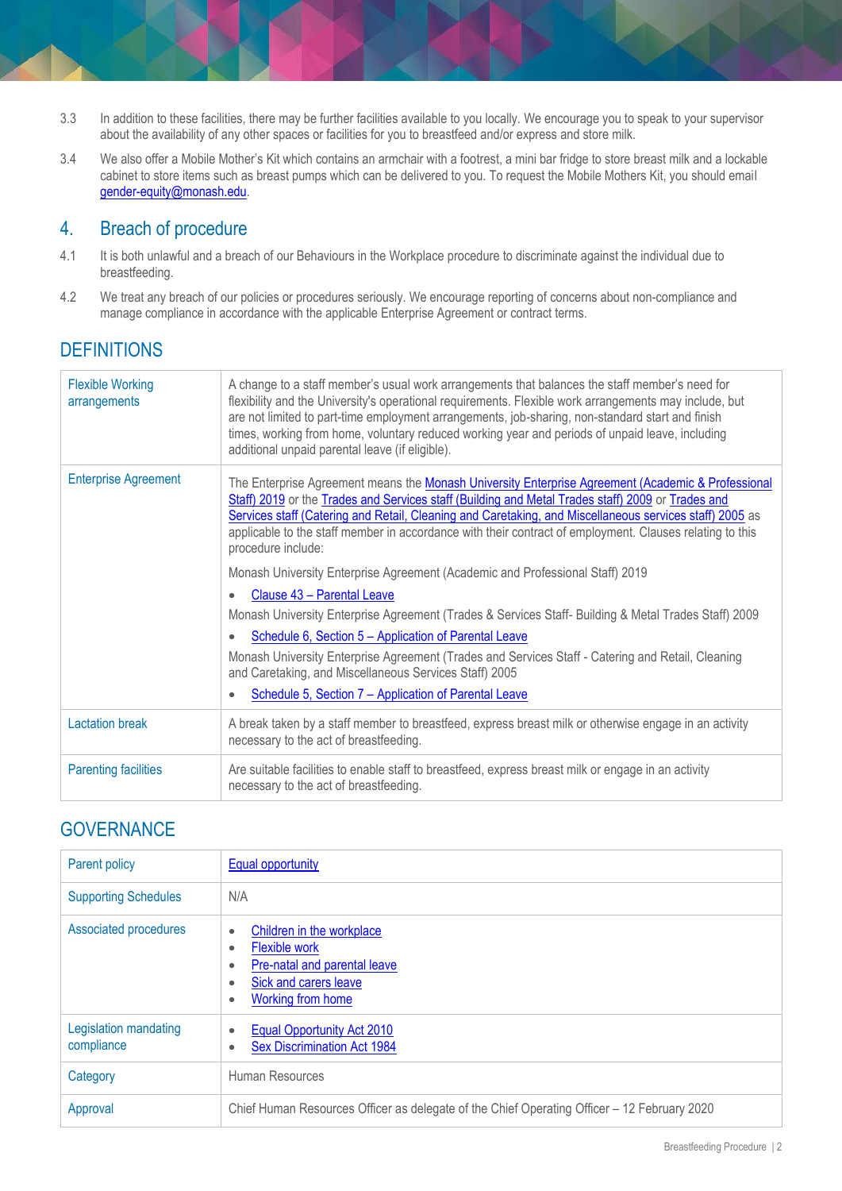3.3 In addition to these facilities, there may be further facilities available to you locally. We encourage you to speak to your supervisor about the availability of any other spaces or facilities for you to breastfeed and/or express and store milk.

3.4 We also offer a Mobile Mother's Kit which contains an armchair with a footrest, a mini bar fridge to store breast milk and a lockable cabinet to store items such as breast pumps which can be delivered to you. To request the Mobile Mothers Kit, you should email gender-equity@monash.edu.

## 4. Breach of procedure

4.1 It is both unlawful and a breach of our Behaviours in the Workplace procedure to discriminate against the individual due to breastfeeding.

4.2 We treat any breach of our policies or procedures seriously. We encourage reporting of concerns about non-compliance and manage compliance in accordance with the applicable Enterprise Agreement or contract terms.

## DEFINITIONS

| | |
|---|---|
| Flexible Working arrangements | A change to a staff member's usual work arrangements that balances the staff member's need for flexibility and the University's operational requirements. Flexible work arrangements may include, but are not limited to part-time employment arrangements, job-sharing, non-standard start and finish times, working from home, voluntary reduced working year and periods of unpaid leave, including additional unpaid parental leave (if eligible). |
| Enterprise Agreement | The Enterprise Agreement means the Monash University Enterprise Agreement (Academic & Professional Staff) 2019 or the Trades and Services staff (Building and Metal Trades staff) 2009 or Trades and Services staff (Catering and Retail, Cleaning and Caretaking, and Miscellaneous services staff) 2005 as applicable to the staff member in accordance with their contract of employment. Clauses relating to this procedure include:<br><br>Monash University Enterprise Agreement (Academic and Professional Staff) 2019<br>• Clause 43 – Parental Leave<br><br>Monash University Enterprise Agreement (Trades & Services Staff- Building & Metal Trades Staff) 2009<br>• Schedule 6, Section 5 – Application of Parental Leave<br><br>Monash University Enterprise Agreement (Trades and Services Staff - Catering and Retail, Cleaning and Caretaking, and Miscellaneous Services Staff) 2005<br>• Schedule 5, Section 7 – Application of Parental Leave |
| Lactation break | A break taken by a staff member to breastfeed, express breast milk or otherwise engage in an activity necessary to the act of breastfeeding. |
| Parenting facilities | Are suitable facilities to enable staff to breastfeed, express breast milk or engage in an activity necessary to the act of breastfeeding. |

## GOVERNANCE

| | |
|---|---|
| Parent policy | Equal opportunity |
| Supporting Schedules | N/A |
| Associated procedures | • Children in the workplace<br>• Flexible work<br>• Pre-natal and parental leave<br>• Sick and carers leave<br>• Working from home |
| Legislation mandating compliance | • Equal Opportunity Act 2010<br>• Sex Discrimination Act 1984 |
| Category | Human Resources |
| Approval | Chief Human Resources Officer as delegate of the Chief Operating Officer – 12 February 2020 |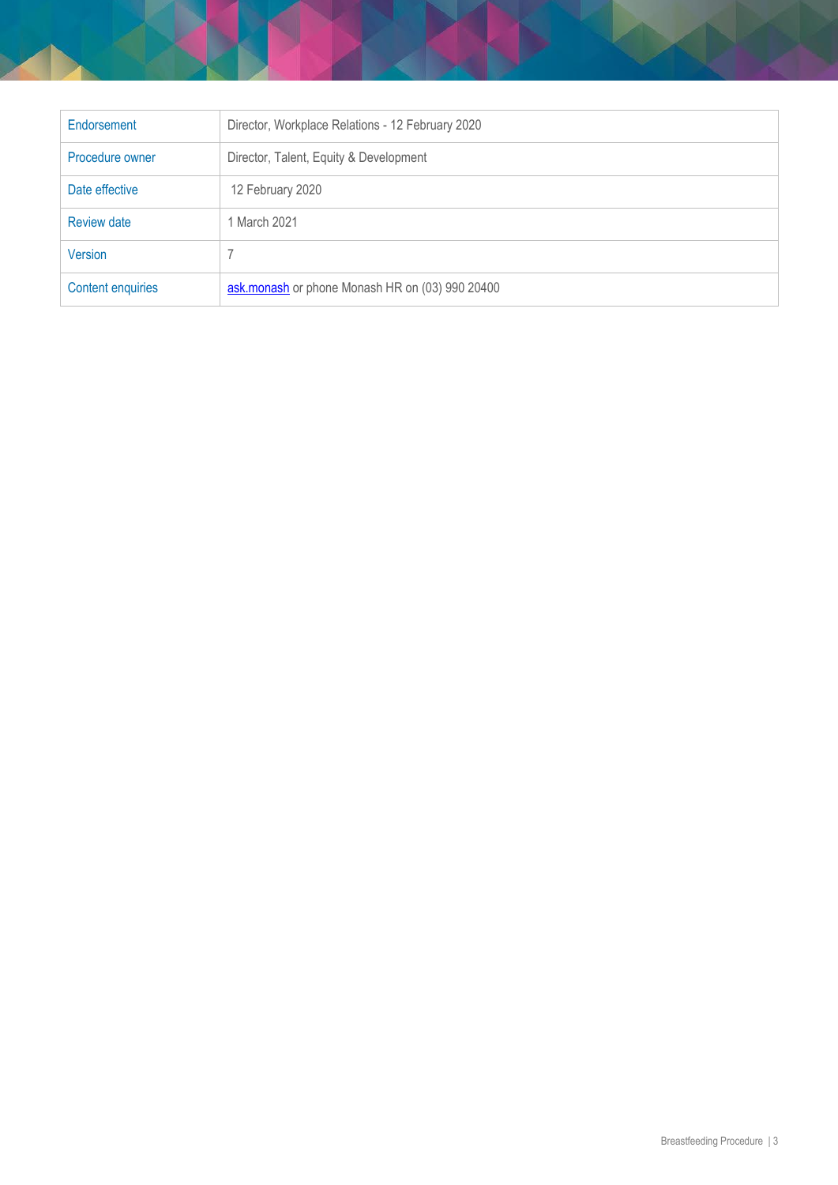| | |
|---|---|
| Endorsement | Director, Workplace Relations - 12 February 2020 |
| Procedure owner | Director, Talent, Equity & Development |
| Date effective | 12 February 2020 |
| Review date | 1 March 2021 |
| Version | 7 |
| Content enquiries | ask.monash or phone Monash HR on (03) 990 20400 |